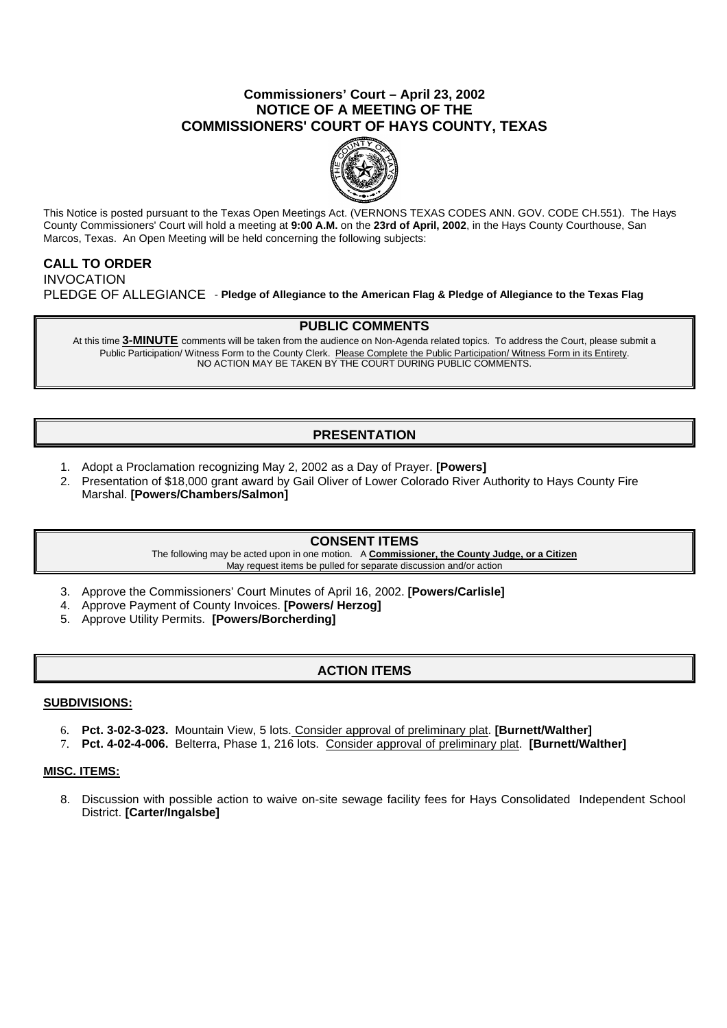# Commissioners' Court – April 23, 2002
# NOTICE OF A MEETING OF THE COMMISSIONERS' COURT OF HAYS COUNTY, TEXAS

This Notice is posted pursuant to the Texas Open Meetings Act. (VERNONS TEXAS CODES ANN. GOV. CODE CH.551). The Hays County Commissioners' Court will hold a meeting at **9:00 A.M.** on the **23rd of April, 2002**, in the Hays County Courthouse, San Marcos, Texas. An Open Meeting will be held concerning the following subjects:

**CALL TO ORDER**

INVOCATION

PLEDGE OF ALLEGIANCE - **Pledge of Allegiance to the American Flag & Pledge of Allegiance to the Texas Flag**

## PUBLIC COMMENTS

At this time **3-MINUTE** comments will be taken from the audience on Non-Agenda related topics. To address the Court, please submit a Public Participation/ Witness Form to the County Clerk. Please Complete the Public Participation/ Witness Form in its Entirety.
NO ACTION MAY BE TAKEN BY THE COURT DURING PUBLIC COMMENTS.

## PRESENTATION

1. Adopt a Proclamation recognizing May 2, 2002 as a Day of Prayer. **[Powers]**
2. Presentation of $18,000 grant award by Gail Oliver of Lower Colorado River Authority to Hays County Fire Marshal. **[Powers/Chambers/Salmon]**

## CONSENT ITEMS

The following may be acted upon in one motion. A **Commissioner, the County Judge, or a Citizen** May request items be pulled for separate discussion and/or action

3. Approve the Commissioners' Court Minutes of April 16, 2002. **[Powers/Carlisle]**
4. Approve Payment of County Invoices. **[Powers/ Herzog]**
5. Approve Utility Permits. **[Powers/Borcherding]**

## ACTION ITEMS

### SUBDIVISIONS:

6. **Pct. 3-02-3-023.** Mountain View, 5 lots. Consider approval of preliminary plat. **[Burnett/Walther]**
7. **Pct. 4-02-4-006.** Belterra, Phase 1, 216 lots. Consider approval of preliminary plat. **[Burnett/Walther]**

### MISC. ITEMS:

8. Discussion with possible action to waive on-site sewage facility fees for Hays Consolidated Independent School District. **[Carter/Ingalsbe]**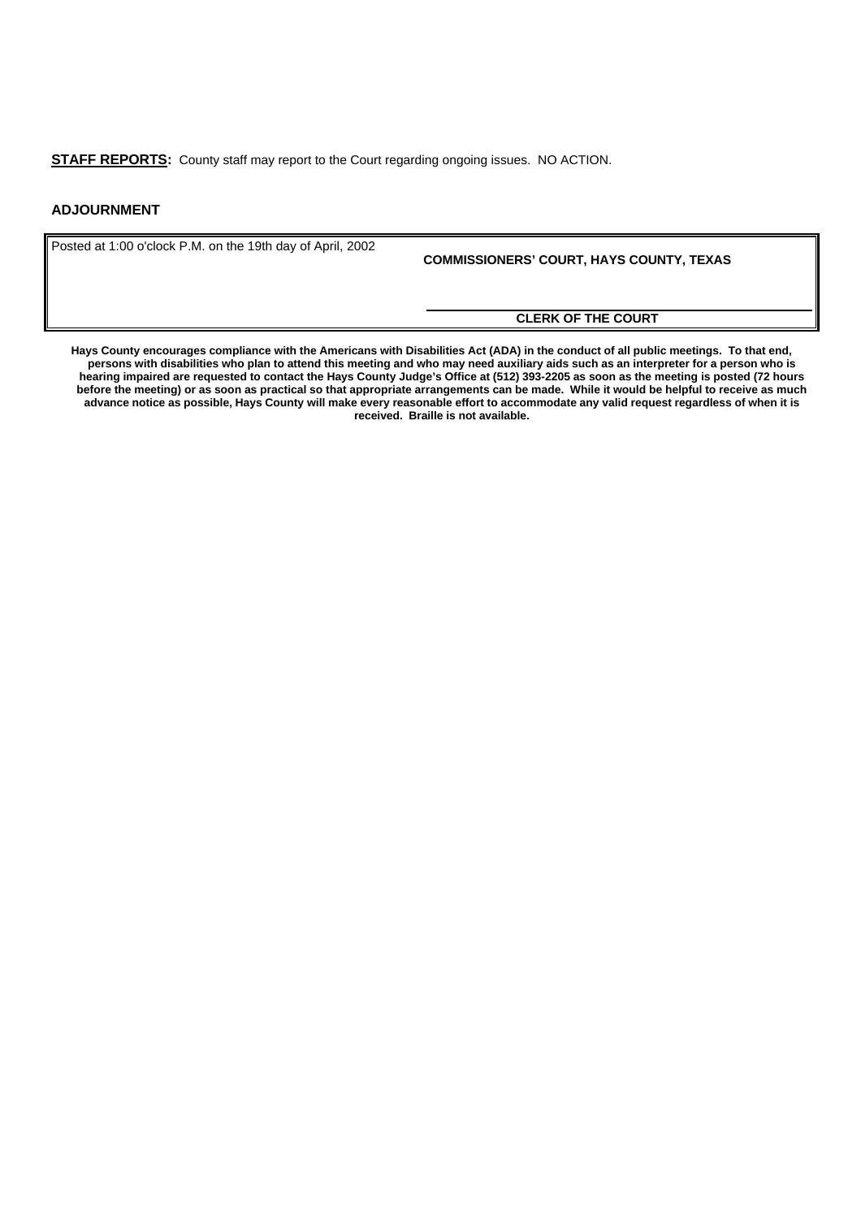**STAFF REPORTS:** County staff may report to the Court regarding ongoing issues. NO ACTION.

**ADJOURNMENT**

| | |
|---|---|
| Posted at 1:00 o'clock P.M. on the 19th day of April, 2002 | **COMMISSIONERS' COURT, HAYS COUNTY, TEXAS** |
| | **CLERK OF THE COURT** |

**Hays County encourages compliance with the Americans with Disabilities Act (ADA) in the conduct of all public meetings. To that end, persons with disabilities who plan to attend this meeting and who may need auxiliary aids such as an interpreter for a person who is hearing impaired are requested to contact the Hays County Judge's Office at (512) 393-2205 as soon as the meeting is posted (72 hours before the meeting) or as soon as practical so that appropriate arrangements can be made. While it would be helpful to receive as much advance notice as possible, Hays County will make every reasonable effort to accommodate any valid request regardless of when it is received. Braille is not available.**